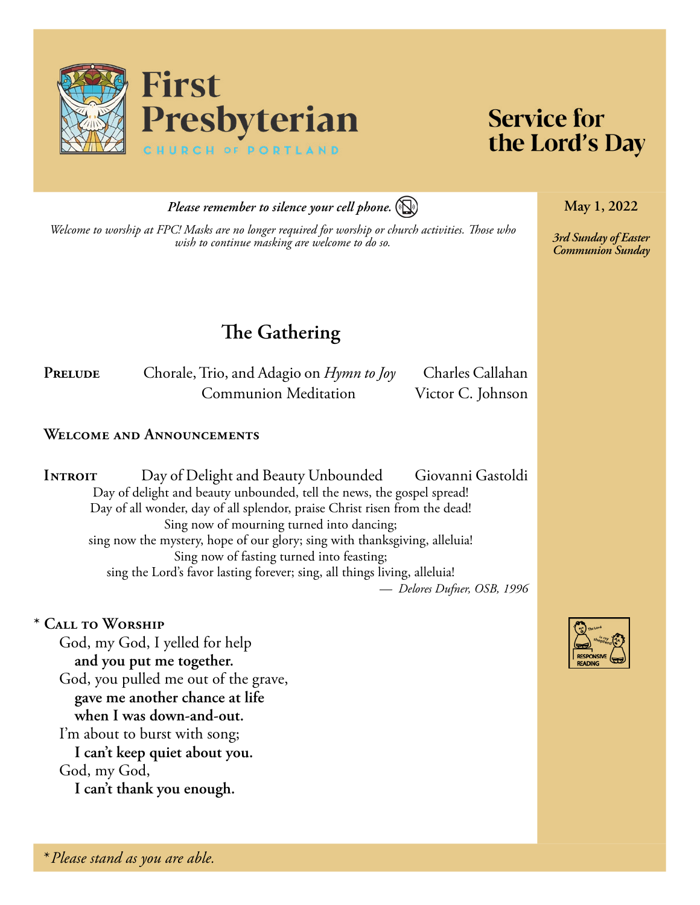# First Presbyterian

CHURCH OF PORTLAND

# Service for the Lord's Day

**May 1, 2022**

***3rd Sunday of Easter***
***Communion Sunday***

***Please remember to silence your cell phone.***

*Welcome to worship at FPC! Masks are no longer required for worship or church activities. Those who wish to continue masking are welcome to do so.*

## The Gathering

**Prelude** Chorale, Trio, and Adagio on *Hymn to Joy* — Charles Callahan
Communion Meditation — Victor C. Johnson

**Welcome and Announcements**

**Introit** Day of Delight and Beauty Unbounded — Giovanni Gastoldi

Day of delight and beauty unbounded, tell the news, the gospel spread!
Day of all wonder, day of all splendor, praise Christ risen from the dead!
Sing now of mourning turned into dancing;
sing now the mystery, hope of our glory; sing with thanksgiving, alleluia!
Sing now of fasting turned into feasting;
sing the Lord's favor lasting forever; sing, all things living, alleluia!

*— Delores Dufner, OSB, 1996*

\* **Call to Worship**

RESPONSIVE READING

God, my God, I yelled for help
**and you put me together.**
God, you pulled me out of the grave,
**gave me another chance at life**
**when I was down-and-out.**
I'm about to burst with song;
**I can't keep quiet about you.**
God, my God,
**I can't thank you enough.**

*\*Please stand as you are able.*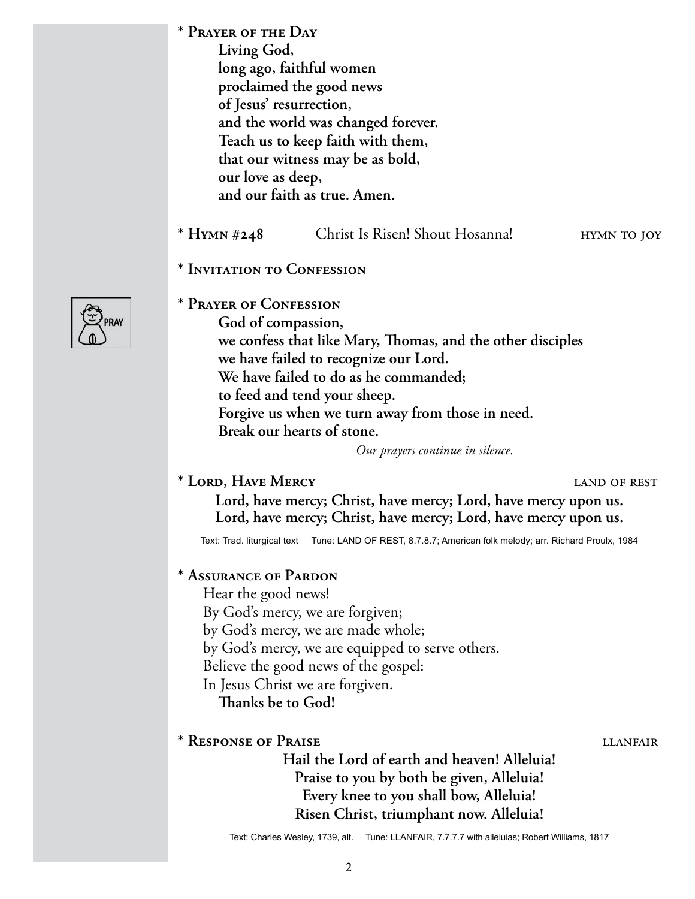**\* PRAYER OF THE DAY**

**Living God,**
**long ago, faithful women**
**proclaimed the good news**
**of Jesus' resurrection,**
**and the world was changed forever.**
**Teach us to keep faith with them,**
**that our witness may be as bold,**
**our love as deep,**
**and our faith as true. Amen.**

**\* HYMN #248** Christ Is Risen! Shout Hosanna! HYMN TO JOY

**\* INVITATION TO CONFESSION**

**\* PRAYER OF CONFESSION**

**God of compassion,**
**we confess that like Mary, Thomas, and the other disciples**
**we have failed to recognize our Lord.**
**We have failed to do as he commanded;**
**to feed and tend your sheep.**
**Forgive us when we turn away from those in need.**
**Break our hearts of stone.**

*Our prayers continue in silence.*

**\* LORD, HAVE MERCY** LAND OF REST

**Lord, have mercy; Christ, have mercy; Lord, have mercy upon us.**
**Lord, have mercy; Christ, have mercy; Lord, have mercy upon us.**

Text: Trad. liturgical text Tune: LAND OF REST, 8.7.8.7; American folk melody; arr. Richard Proulx, 1984

**\* ASSURANCE OF PARDON**

Hear the good news!
By God's mercy, we are forgiven;
by God's mercy, we are made whole;
by God's mercy, we are equipped to serve others.
Believe the good news of the gospel:
In Jesus Christ we are forgiven.
**Thanks be to God!**

**\* RESPONSE OF PRAISE** LLANFAIR

**Hail the Lord of earth and heaven! Alleluia!**
**Praise to you by both be given, Alleluia!**
**Every knee to you shall bow, Alleluia!**
**Risen Christ, triumphant now. Alleluia!**

Text: Charles Wesley, 1739, alt. Tune: LLANFAIR, 7.7.7.7 with alleluias; Robert Williams, 1817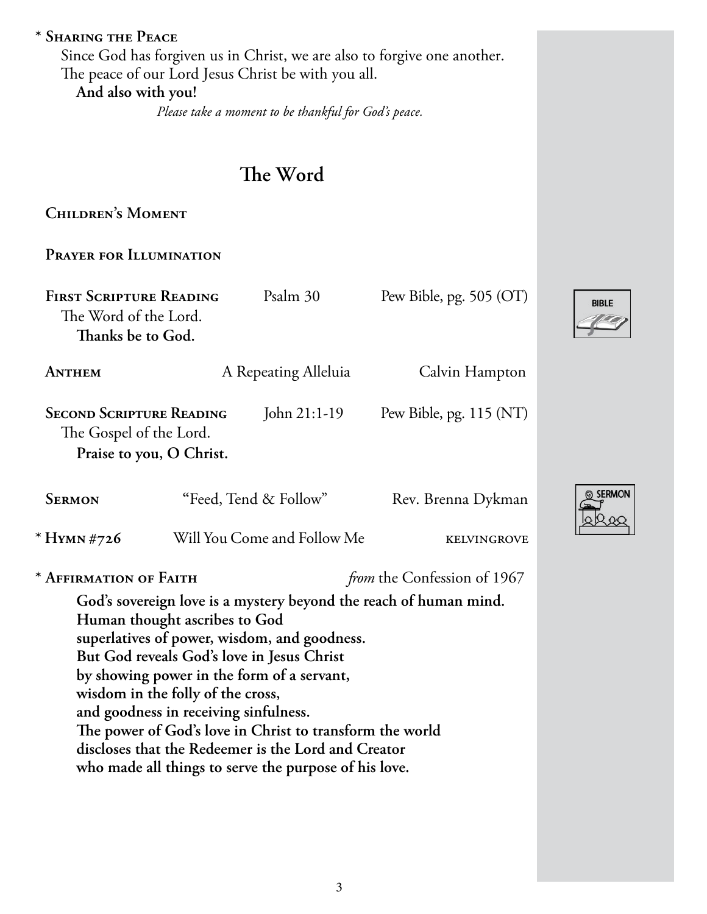\* **Sharing the Peace**

Since God has forgiven us in Christ, we are also to forgive one another.
The peace of our Lord Jesus Christ be with you all.
**And also with you!**

*Please take a moment to be thankful for God's peace.*

## The Word

**Children's Moment**

**Prayer for Illumination**

**First Scripture Reading** Psalm 30 Pew Bible, pg. 505 (OT)

The Word of the Lord.
**Thanks be to God.**

**Anthem** A Repeating Alleluia Calvin Hampton

**Second Scripture Reading** John 21:1-19 Pew Bible, pg. 115 (NT)

The Gospel of the Lord.
**Praise to you, O Christ.**

**Sermon** "Feed, Tend & Follow" Rev. Brenna Dykman

\* **Hymn #726** Will You Come and Follow Me KELVINGROVE

\* **Affirmation of Faith** *from* the Confession of 1967

**God's sovereign love is a mystery beyond the reach of human mind.
Human thought ascribes to God
superlatives of power, wisdom, and goodness.
But God reveals God's love in Jesus Christ
by showing power in the form of a servant,
wisdom in the folly of the cross,
and goodness in receiving sinfulness.
The power of God's love in Christ to transform the world
discloses that the Redeemer is the Lord and Creator
who made all things to serve the purpose of his love.**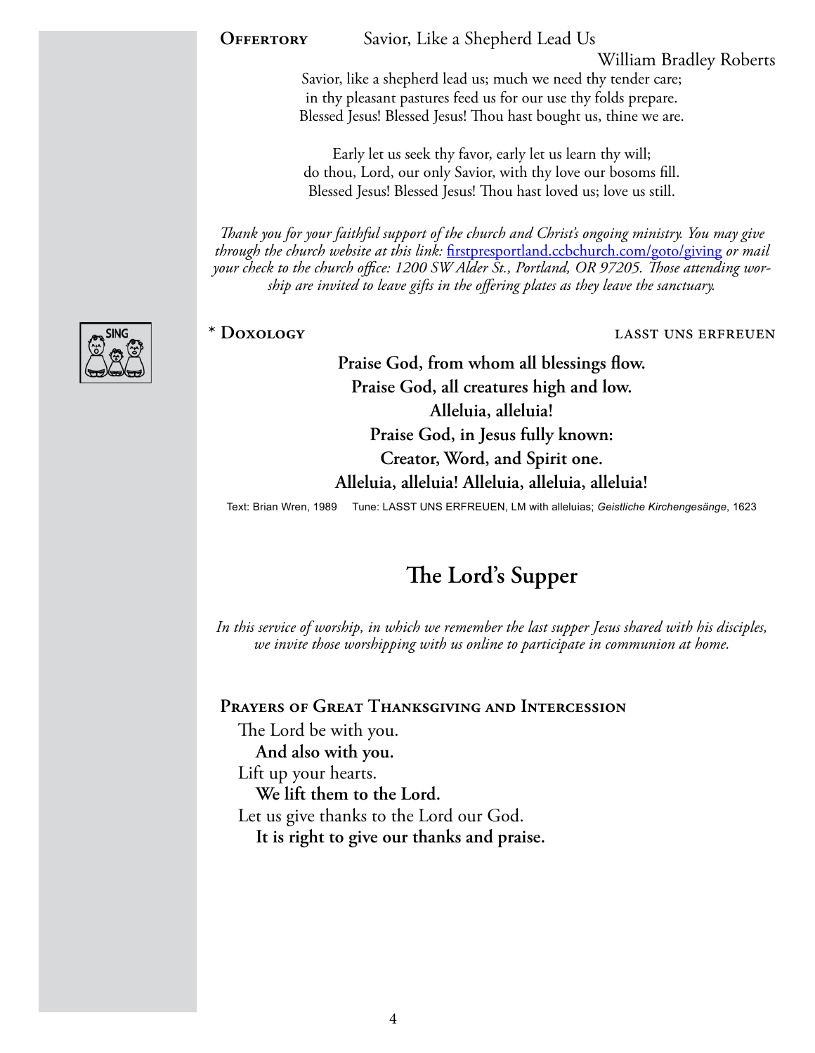**Offertory** Savior, Like a Shepherd Lead Us

William Bradley Roberts

Savior, like a shepherd lead us; much we need thy tender care;
in thy pleasant pastures feed us for our use thy folds prepare.
Blessed Jesus! Blessed Jesus! Thou hast bought us, thine we are.

Early let us seek thy favor, early let us learn thy will;
do thou, Lord, our only Savior, with thy love our bosoms fill.
Blessed Jesus! Blessed Jesus! Thou hast loved us; love us still.

*Thank you for your faithful support of the church and Christ's ongoing ministry. You may give through the church website at this link:* [firstpresportland.ccbchurch.com/goto/giving](firstpresportland.ccbchurch.com/goto/giving) *or mail your check to the church office: 1200 SW Alder St., Portland, OR 97205. Those attending worship are invited to leave gifts in the offering plates as they leave the sanctuary.*

SING

\* **Doxology** LASST UNS ERFREUEN

**Praise God, from whom all blessings flow.**
**Praise God, all creatures high and low.**
**Alleluia, alleluia!**
**Praise God, in Jesus fully known:**
**Creator, Word, and Spirit one.**
**Alleluia, alleluia! Alleluia, alleluia, alleluia!**

Text: Brian Wren, 1989 Tune: LASST UNS ERFREUEN, LM with alleluias; *Geistliche Kirchengesänge*, 1623

## The Lord's Supper

*In this service of worship, in which we remember the last supper Jesus shared with his disciples, we invite those worshipping with us online to participate in communion at home.*

### Prayers of Great Thanksgiving and Intercession

The Lord be with you.
**And also with you.**
Lift up your hearts.
**We lift them to the Lord.**
Let us give thanks to the Lord our God.
**It is right to give our thanks and praise.**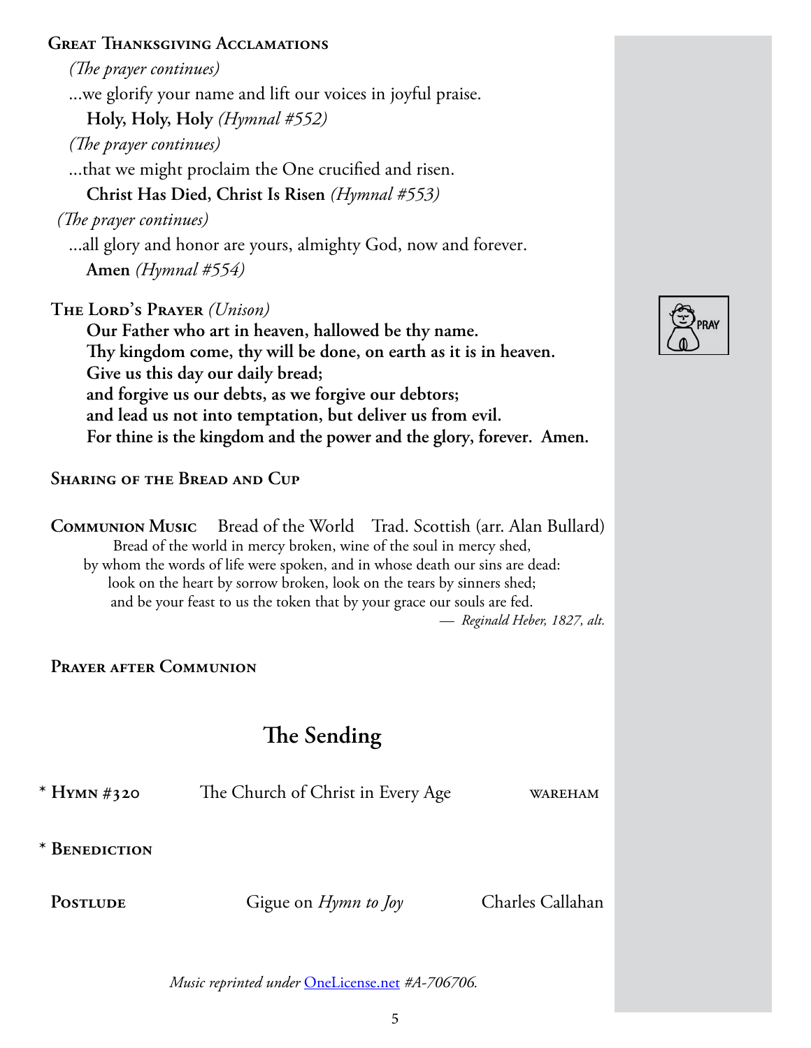**Great Thanksgiving Acclamations**

*(The prayer continues)*

...we glorify your name and lift our voices in joyful praise.

**Holy, Holy, Holy** *(Hymnal #552)*

*(The prayer continues)*

...that we might proclaim the One crucified and risen.

**Christ Has Died, Christ Is Risen** *(Hymnal #553)*

*(The prayer continues)*

...all glory and honor are yours, almighty God, now and forever.

**Amen** *(Hymnal #554)*

**The Lord's Prayer** *(Unison)*

**Our Father who art in heaven, hallowed be thy name.**
**Thy kingdom come, thy will be done, on earth as it is in heaven.**
**Give us this day our daily bread;**
**and forgive us our debts, as we forgive our debtors;**
**and lead us not into temptation, but deliver us from evil.**
**For thine is the kingdom and the power and the glory, forever. Amen.**

PRAY

**Sharing of the Bread and Cup**

**Communion Music** Bread of the World Trad. Scottish (arr. Alan Bullard)

Bread of the world in mercy broken, wine of the soul in mercy shed,
by whom the words of life were spoken, and in whose death our sins are dead:
look on the heart by sorrow broken, look on the tears by sinners shed;
and be your feast to us the token that by your grace our souls are fed.

— *Reginald Heber, 1827, alt.*

**Prayer after Communion**

## The Sending

\* **Hymn #320** The Church of Christ in Every Age WAREHAM

\* **Benediction**

**Postlude** Gigue on *Hymn to Joy* Charles Callahan

*Music reprinted under* OneLicense.net *#A-706706.*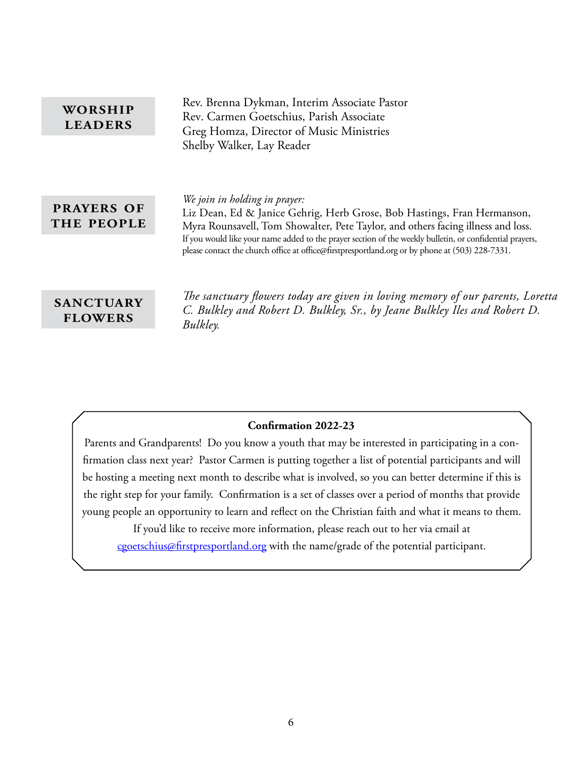## WORSHIP LEADERS

Rev. Brenna Dykman, Interim Associate Pastor
Rev. Carmen Goetschius, Parish Associate
Greg Homza, Director of Music Ministries
Shelby Walker, Lay Reader

## PRAYERS OF THE PEOPLE

*We join in holding in prayer:*
Liz Dean, Ed & Janice Gehrig, Herb Grose, Bob Hastings, Fran Hermanson, Myra Rounsavell, Tom Showalter, Pete Taylor, and others facing illness and loss.
If you would like your name added to the prayer section of the weekly bulletin, or confidential prayers, please contact the church office at office@firstpresportland.org or by phone at (503) 228-7331.

## SANCTUARY FLOWERS

*The sanctuary flowers today are given in loving memory of our parents, Loretta C. Bulkley and Robert D. Bulkley, Sr., by Jeane Bulkley Iles and Robert D. Bulkley.*

**Confirmation 2022-23**

Parents and Grandparents! Do you know a youth that may be interested in participating in a confirmation class next year? Pastor Carmen is putting together a list of potential participants and will be hosting a meeting next month to describe what is involved, so you can better determine if this is the right step for your family. Confirmation is a set of classes over a period of months that provide young people an opportunity to learn and reflect on the Christian faith and what it means to them.

If you'd like to receive more information, please reach out to her via email at cgoetschius@firstpresportland.org with the name/grade of the potential participant.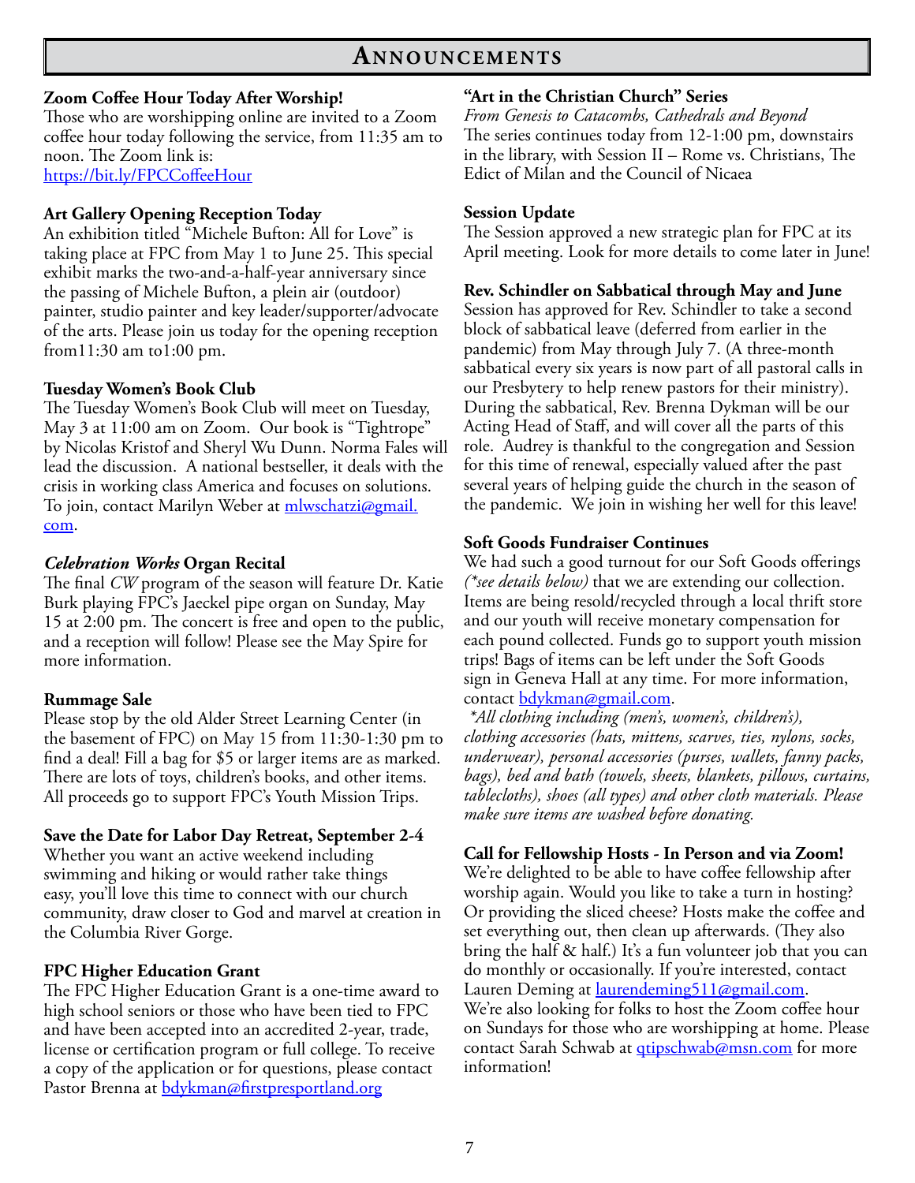# Announcements

**Zoom Coffee Hour Today After Worship!**
Those who are worshipping online are invited to a Zoom coffee hour today following the service, from 11:35 am to noon. The Zoom link is:
https://bit.ly/FPCCoffeeHour

**Art Gallery Opening Reception Today**
An exhibition titled "Michele Bufton: All for Love" is taking place at FPC from May 1 to June 25. This special exhibit marks the two-and-a-half-year anniversary since the passing of Michele Bufton, a plein air (outdoor) painter, studio painter and key leader/supporter/advocate of the arts. Please join us today for the opening reception from11:30 am to1:00 pm.

**Tuesday Women's Book Club**
The Tuesday Women's Book Club will meet on Tuesday, May 3 at 11:00 am on Zoom. Our book is "Tightrope" by Nicolas Kristof and Sheryl Wu Dunn. Norma Fales will lead the discussion. A national bestseller, it deals with the crisis in working class America and focuses on solutions. To join, contact Marilyn Weber at mlwschatzi@gmail.com.

***Celebration Works* Organ Recital**
The final *CW* program of the season will feature Dr. Katie Burk playing FPC's Jaeckel pipe organ on Sunday, May 15 at 2:00 pm. The concert is free and open to the public, and a reception will follow! Please see the May Spire for more information.

**Rummage Sale**
Please stop by the old Alder Street Learning Center (in the basement of FPC) on May 15 from 11:30-1:30 pm to find a deal! Fill a bag for $5 or larger items are as marked. There are lots of toys, children's books, and other items. All proceeds go to support FPC's Youth Mission Trips.

**Save the Date for Labor Day Retreat, September 2-4**
Whether you want an active weekend including swimming and hiking or would rather take things easy, you'll love this time to connect with our church community, draw closer to God and marvel at creation in the Columbia River Gorge.

**FPC Higher Education Grant**
The FPC Higher Education Grant is a one-time award to high school seniors or those who have been tied to FPC and have been accepted into an accredited 2-year, trade, license or certification program or full college. To receive a copy of the application or for questions, please contact Pastor Brenna at bdykman@firstpresportland.org

**"Art in the Christian Church" Series**
*From Genesis to Catacombs, Cathedrals and Beyond*
The series continues today from 12-1:00 pm, downstairs in the library, with Session II – Rome vs. Christians, The Edict of Milan and the Council of Nicaea

**Session Update**
The Session approved a new strategic plan for FPC at its April meeting. Look for more details to come later in June!

**Rev. Schindler on Sabbatical through May and June**
Session has approved for Rev. Schindler to take a second block of sabbatical leave (deferred from earlier in the pandemic) from May through July 7. (A three-month sabbatical every six years is now part of all pastoral calls in our Presbytery to help renew pastors for their ministry). During the sabbatical, Rev. Brenna Dykman will be our Acting Head of Staff, and will cover all the parts of this role. Audrey is thankful to the congregation and Session for this time of renewal, especially valued after the past several years of helping guide the church in the season of the pandemic. We join in wishing her well for this leave!

**Soft Goods Fundraiser Continues**
We had such a good turnout for our Soft Goods offerings *(\*see details below)* that we are extending our collection. Items are being resold/recycled through a local thrift store and our youth will receive monetary compensation for each pound collected. Funds go to support youth mission trips! Bags of items can be left under the Soft Goods sign in Geneva Hall at any time. For more information, contact bdykman@gmail.com.

*\*All clothing including (men's, women's, children's), clothing accessories (hats, mittens, scarves, ties, nylons, socks, underwear), personal accessories (purses, wallets, fanny packs, bags), bed and bath (towels, sheets, blankets, pillows, curtains, tablecloths), shoes (all types) and other cloth materials. Please make sure items are washed before donating.*

**Call for Fellowship Hosts - In Person and via Zoom!**
We're delighted to be able to have coffee fellowship after worship again. Would you like to take a turn in hosting? Or providing the sliced cheese? Hosts make the coffee and set everything out, then clean up afterwards. (They also bring the half & half.) It's a fun volunteer job that you can do monthly or occasionally. If you're interested, contact Lauren Deming at laurendeming511@gmail.com.
We're also looking for folks to host the Zoom coffee hour on Sundays for those who are worshipping at home. Please contact Sarah Schwab at qtipschwab@msn.com for more information!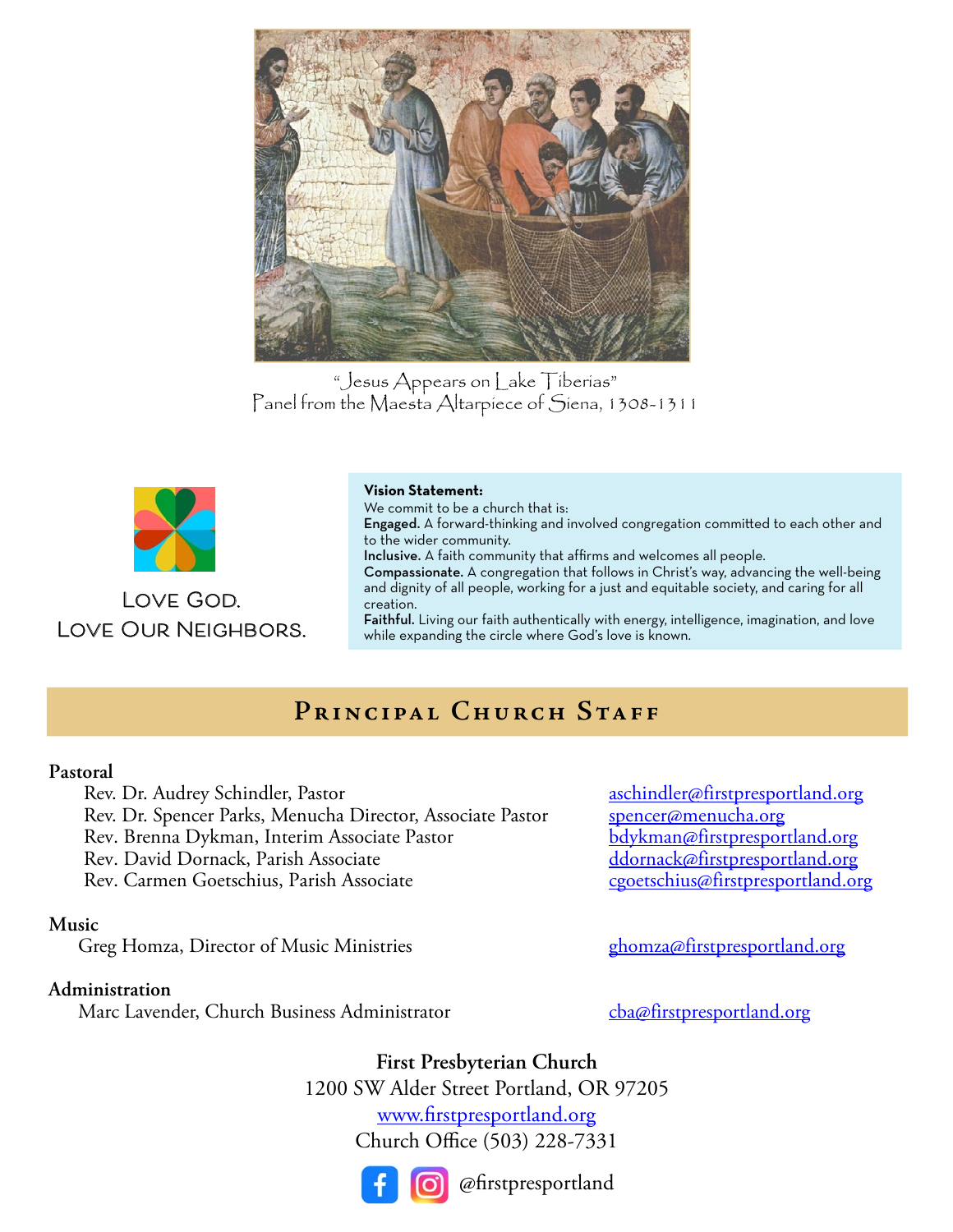"Jesus Appears on Lake Tiberias"
Panel from the Maesta Altarpiece of Siena, 1308-1311

LOVE GOD.
LOVE OUR NEIGHBORS.

**Vision Statement:**
We commit to be a church that is:
**Engaged.** A forward-thinking and involved congregation committed to each other and to the wider community.
**Inclusive.** A faith community that affirms and welcomes all people.
**Compassionate.** A congregation that follows in Christ's way, advancing the well-being and dignity of all people, working for a just and equitable society, and caring for all creation.
**Faithful.** Living our faith authentically with energy, intelligence, imagination, and love while expanding the circle where God's love is known.

## Principal Church Staff

**Pastoral**

| | |
|---|---|
| Rev. Dr. Audrey Schindler, Pastor | aschindler@firstpresportland.org |
| Rev. Dr. Spencer Parks, Menucha Director, Associate Pastor | spencer@menucha.org |
| Rev. Brenna Dykman, Interim Associate Pastor | bdykman@firstpresportland.org |
| Rev. David Dornack, Parish Associate | ddornack@firstpresportland.org |
| Rev. Carmen Goetschius, Parish Associate | cgoetschius@firstpresportland.org |

**Music**

| | |
|---|---|
| Greg Homza, Director of Music Ministries | ghomza@firstpresportland.org |

**Administration**

| | |
|---|---|
| Marc Lavender, Church Business Administrator | cba@firstpresportland.org |

**First Presbyterian Church**
1200 SW Alder Street Portland, OR 97205
www.firstpresportland.org
Church Office (503) 228-7331

@firstpresportland